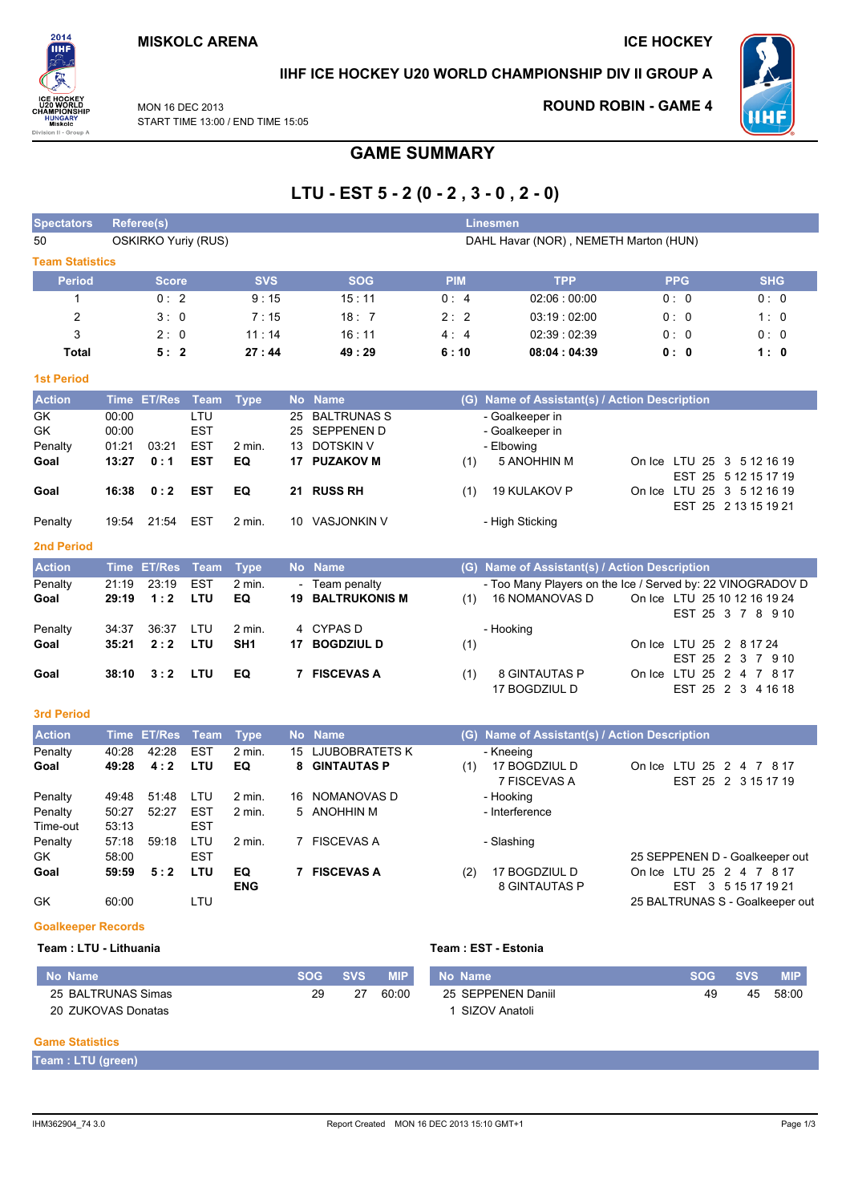MISKOLC ARENA

ICE HOCKEY

IIHF ICE HOCKEY U20 WORLD CHAMPIONSHIP DIV II GROUP A

MON 16 DEC 2013
START TIME 13:00 / END TIME 15:05

ROUND ROBIN - GAME 4

# GAME SUMMARY

## LTU - EST 5 - 2 (0 - 2 , 3 - 0 , 2 - 0)

| Spectators | Referee(s) | Linesmen |
|---|---|---|
| 50 | OSKIRKO Yuriy (RUS) | DAHL Havar (NOR) , NEMETH Marton (HUN) |

### Team Statistics

| Period | Score | SVS | SOG | PIM | TPP | PPG | SHG |
|---|---|---|---|---|---|---|---|
| 1 | 0 : 2 | 9 : 15 | 15 : 11 | 0 : 4 | 02:06 : 00:00 | 0 : 0 | 0 : 0 |
| 2 | 3 : 0 | 7 : 15 | 18 : 7 | 2 : 2 | 03:19 : 02:00 | 0 : 0 | 1 : 0 |
| 3 | 2 : 0 | 11 : 14 | 16 : 11 | 4 : 4 | 02:39 : 02:39 | 0 : 0 | 0 : 0 |
| **Total** | **5 : 2** | **27 : 44** | **49 : 29** | **6 : 10** | **08:04 : 04:39** | **0 : 0** | **1 : 0** |

### 1st Period

| Action | Time | ET/Res | Team | Type | No | Name | (G) | Name of Assistant(s) / Action Description | On Ice |
|---|---|---|---|---|---|---|---|---|---|
| GK | 00:00 | | LTU | | 25 | BALTRUNAS S | | - Goalkeeper in | |
| GK | 00:00 | | EST | | 25 | SEPPENEN D | | - Goalkeeper in | |
| Penalty | 01:21 | 03:21 | EST | 2 min. | 13 | DOTSKIN V | | - Elbowing | |
| **Goal** | **13:27** | **0 : 1** | **EST** | **EQ** | **17** | **PUZAKOV M** | (1) | 5 ANOHHIN M | On Ice LTU 25 3 5 12 16 19 / EST 25 5 12 15 17 19 |
| **Goal** | **16:38** | **0 : 2** | **EST** | **EQ** | **21** | **RUSS RH** | (1) | 19 KULAKOV P | On Ice LTU 25 3 5 12 16 19 / EST 25 2 13 15 19 21 |
| Penalty | 19:54 | 21:54 | EST | 2 min. | 10 | VASJONKIN V | | - High Sticking | |

### 2nd Period

| Action | Time | ET/Res | Team | Type | No | Name | (G) | Name of Assistant(s) / Action Description | On Ice |
|---|---|---|---|---|---|---|---|---|---|
| Penalty | 21:19 | 23:19 | EST | 2 min. | - | Team penalty | | - Too Many Players on the Ice / Served by: 22 VINOGRADOV D | |
| **Goal** | **29:19** | **1 : 2** | **LTU** | **EQ** | **19** | **BALTRUKONIS M** | (1) | 16 NOMANOVAS D | On Ice LTU 25 10 12 16 19 24 / EST 25 3 7 8 9 10 |
| Penalty | 34:37 | 36:37 | LTU | 2 min. | 4 | CYPAS D | | - Hooking | |
| **Goal** | **35:21** | **2 : 2** | **LTU** | **SH1** | **17** | **BOGDZIUL D** | (1) | | On Ice LTU 25 2 8 17 24 / EST 25 2 3 7 9 10 |
| **Goal** | **38:10** | **3 : 2** | **LTU** | **EQ** | **7** | **FISCEVAS A** | (1) | 8 GINTAUTAS P, 17 BOGDZIUL D | On Ice LTU 25 2 4 7 8 17 / EST 25 2 3 4 16 18 |

### 3rd Period

| Action | Time | ET/Res | Team | Type | No | Name | (G) | Name of Assistant(s) / Action Description | On Ice |
|---|---|---|---|---|---|---|---|---|---|
| Penalty | 40:28 | 42:28 | EST | 2 min. | 15 | LJUBOBRATETS K | | - Kneeing | |
| **Goal** | **49:28** | **4 : 2** | **LTU** | **EQ** | **8** | **GINTAUTAS P** | (1) | 17 BOGDZIUL D, 7 FISCEVAS A | On Ice LTU 25 2 4 7 8 17 / EST 25 2 3 15 17 19 |
| Penalty | 49:48 | 51:48 | LTU | 2 min. | 16 | NOMANOVAS D | | - Hooking | |
| Penalty | 50:27 | 52:27 | EST | 2 min. | 5 | ANOHHIN M | | - Interference | |
| Time-out | 53:13 | | EST | | | | | | |
| Penalty | 57:18 | 59:18 | LTU | 2 min. | 7 | FISCEVAS A | | - Slashing | |
| GK | 58:00 | | EST | | | | | | 25 SEPPENEN D - Goalkeeper out |
| **Goal** | **59:59** | **5 : 2** | **LTU** | **EQ ENG** | **7** | **FISCEVAS A** | (2) | 17 BOGDZIUL D, 8 GINTAUTAS P | On Ice LTU 25 2 4 7 8 17 / EST 3 5 15 17 19 21 |
| GK | 60:00 | | LTU | | | | | | 25 BALTRUNAS S - Goalkeeper out |

### Goalkeeper Records

**Team : LTU - Lithuania**

| No Name | SOG | SVS | MIP |
|---|---|---|---|
| 25 BALTRUNAS Simas | 29 | 27 | 60:00 |
| 20 ZUKOVAS Donatas | | | |

**Team : EST - Estonia**

| No Name | SOG | SVS | MIP |
|---|---|---|---|
| 25 SEPPENEN Daniil | 49 | 45 | 58:00 |
| 1 SIZOV Anatoli | | | |

### Game Statistics

**Team : LTU (green)**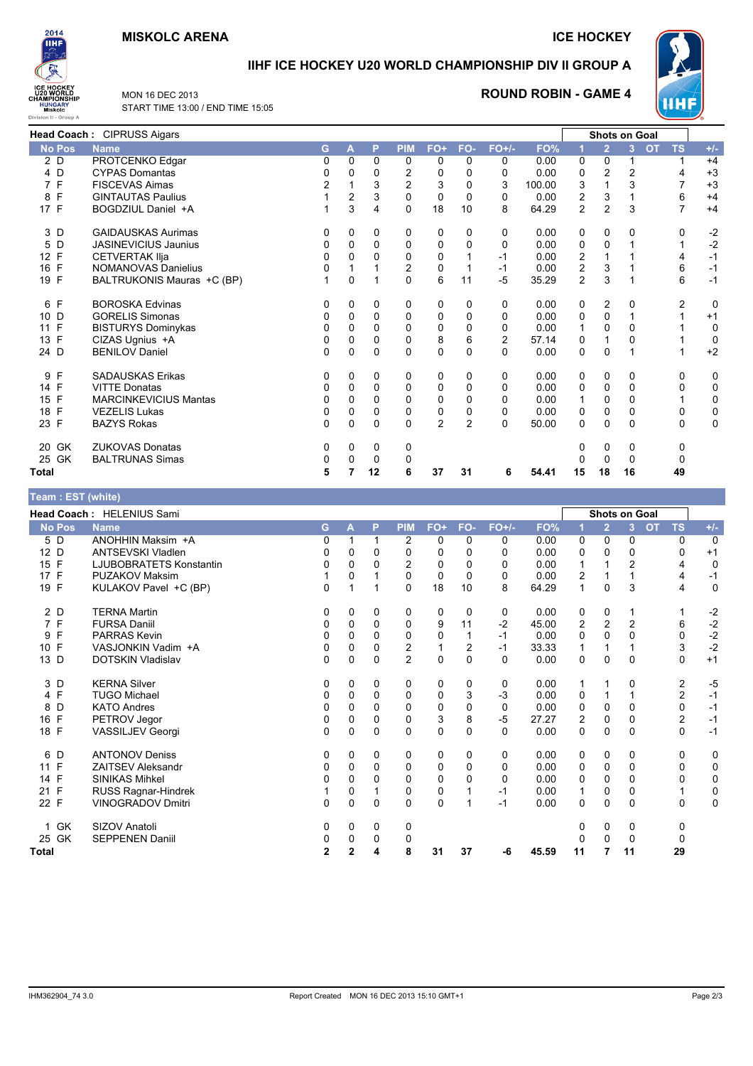# MISKOLC ARENA

**ICE HOCKEY**

## IIHF ICE HOCKEY U20 WORLD CHAMPIONSHIP DIV II GROUP A

MON 16 DEC 2013
START TIME 13:00 / END TIME 15:05

**ROUND ROBIN - GAME 4**

**Head Coach :** CIPRUSS Aigars

| No | Pos | Name | G | A | P | PIM | FO+ | FO- | FO+/- | FO% | Shots on Goal 1 | 2 | 3 | OT | TS | +/- |
|---|---|---|---|---|---|---|---|---|---|---|---|---|---|---|---|---|
| 2 | D | PROTCENKO Edgar | 0 | 0 | 0 | 0 | 0 | 0 | 0 | 0.00 | 0 | 0 | 1 | | 1 | +4 |
| 4 | D | CYPAS Domantas | 0 | 0 | 0 | 2 | 0 | 0 | 0 | 0.00 | 0 | 2 | 2 | | 4 | +3 |
| 7 | F | FISCEVAS Aimas | 2 | 1 | 3 | 2 | 3 | 0 | 3 | 100.00 | 3 | 1 | 3 | | 7 | +3 |
| 8 | F | GINTAUTAS Paulius | 1 | 2 | 3 | 0 | 0 | 0 | 0 | 0.00 | 2 | 3 | 1 | | 6 | +4 |
| 17 | F | BOGDZIUL Daniel +A | 1 | 3 | 4 | 0 | 18 | 10 | 8 | 64.29 | 2 | 2 | 3 | | 7 | +4 |
| 3 | D | GAIDAUSKAS Aurimas | 0 | 0 | 0 | 0 | 0 | 0 | 0 | 0.00 | 0 | 0 | 0 | | 0 | -2 |
| 5 | D | JASINEVICIUS Jaunius | 0 | 0 | 0 | 0 | 0 | 0 | 0 | 0.00 | 0 | 0 | 1 | | 1 | -2 |
| 12 | F | CETVERTAK Ilja | 0 | 0 | 0 | 0 | 0 | 1 | -1 | 0.00 | 2 | 1 | 1 | | 4 | -1 |
| 16 | F | NOMANOVAS Danielius | 0 | 1 | 1 | 2 | 0 | 1 | -1 | 0.00 | 2 | 3 | 1 | | 6 | -1 |
| 19 | F | BALTRUKONIS Mauras +C (BP) | 1 | 0 | 1 | 0 | 6 | 11 | -5 | 35.29 | 2 | 3 | 1 | | 6 | -1 |
| 6 | F | BOROSKA Edvinas | 0 | 0 | 0 | 0 | 0 | 0 | 0 | 0.00 | 0 | 2 | 0 | | 2 | 0 |
| 10 | D | GORELIS Simonas | 0 | 0 | 0 | 0 | 0 | 0 | 0 | 0.00 | 0 | 0 | 1 | | 1 | +1 |
| 11 | F | BISTURYS Dominykas | 0 | 0 | 0 | 0 | 0 | 0 | 0 | 0.00 | 1 | 0 | 0 | | 1 | 0 |
| 13 | F | CIZAS Ugnius +A | 0 | 0 | 0 | 0 | 8 | 6 | 2 | 57.14 | 0 | 1 | 0 | | 1 | 0 |
| 24 | D | BENILOV Daniel | 0 | 0 | 0 | 0 | 0 | 0 | 0 | 0.00 | 0 | 0 | 1 | | 1 | +2 |
| 9 | F | SADAUSKAS Erikas | 0 | 0 | 0 | 0 | 0 | 0 | 0 | 0.00 | 0 | 0 | 0 | | 0 | 0 |
| 14 | F | VITTE Donatas | 0 | 0 | 0 | 0 | 0 | 0 | 0 | 0.00 | 0 | 0 | 0 | | 0 | 0 |
| 15 | F | MARCINKEVICIUS Mantas | 0 | 0 | 0 | 0 | 0 | 0 | 0 | 0.00 | 1 | 0 | 0 | | 1 | 0 |
| 18 | F | VEZELIS Lukas | 0 | 0 | 0 | 0 | 0 | 0 | 0 | 0.00 | 0 | 0 | 0 | | 0 | 0 |
| 23 | F | BAZYS Rokas | 0 | 0 | 0 | 0 | 2 | 2 | 0 | 50.00 | 0 | 0 | 0 | | 0 | 0 |
| 20 | GK | ZUKOVAS Donatas | 0 | 0 | 0 | 0 | | | | | 0 | 0 | 0 | | 0 | |
| 25 | GK | BALTRUNAS Simas | 0 | 0 | 0 | 0 | | | | | 0 | 0 | 0 | | 0 | |
| **Total** | | | **5** | **7** | **12** | **6** | **37** | **31** | **6** | **54.41** | **15** | **18** | **16** | | **49** | |

## Team : EST (white)

**Head Coach :** HELENIUS Sami

| No | Pos | Name | G | A | P | PIM | FO+ | FO- | FO+/- | FO% | Shots on Goal 1 | 2 | 3 | OT | TS | +/- |
|---|---|---|---|---|---|---|---|---|---|---|---|---|---|---|---|---|
| 5 | D | ANOHHIN Maksim +A | 0 | 1 | 1 | 2 | 0 | 0 | 0 | 0.00 | 0 | 0 | 0 | | 0 | 0 |
| 12 | D | ANTSEVSKI Vladlen | 0 | 0 | 0 | 0 | 0 | 0 | 0 | 0.00 | 0 | 0 | 0 | | 0 | +1 |
| 15 | F | LJUBOBRATETS Konstantin | 0 | 0 | 0 | 2 | 0 | 0 | 0 | 0.00 | 1 | 1 | 2 | | 4 | 0 |
| 17 | F | PUZAKOV Maksim | 1 | 0 | 1 | 0 | 0 | 0 | 0 | 0.00 | 2 | 1 | 1 | | 4 | -1 |
| 19 | F | KULAKOV Pavel +C (BP) | 0 | 1 | 1 | 0 | 18 | 10 | 8 | 64.29 | 1 | 0 | 3 | | 4 | 0 |
| 2 | D | TERNA Martin | 0 | 0 | 0 | 0 | 0 | 0 | 0 | 0.00 | 0 | 0 | 1 | | 1 | -2 |
| 7 | F | FURSA Daniil | 0 | 0 | 0 | 0 | 9 | 11 | -2 | 45.00 | 2 | 2 | 2 | | 6 | -2 |
| 9 | F | PARRAS Kevin | 0 | 0 | 0 | 0 | 0 | 1 | -1 | 0.00 | 0 | 0 | 0 | | 0 | -2 |
| 10 | F | VASJONKIN Vadim +A | 0 | 0 | 0 | 2 | 1 | 2 | -1 | 33.33 | 1 | 1 | 1 | | 3 | -2 |
| 13 | D | DOTSKIN Vladislav | 0 | 0 | 0 | 2 | 0 | 0 | 0 | 0.00 | 0 | 0 | 0 | | 0 | +1 |
| 3 | D | KERNA Silver | 0 | 0 | 0 | 0 | 0 | 0 | 0 | 0.00 | 1 | 1 | 0 | | 2 | -5 |
| 4 | F | TUGO Michael | 0 | 0 | 0 | 0 | 0 | 3 | -3 | 0.00 | 0 | 1 | 1 | | 2 | -1 |
| 8 | D | KATO Andres | 0 | 0 | 0 | 0 | 0 | 0 | 0 | 0.00 | 0 | 0 | 0 | | 0 | -1 |
| 16 | F | PETROV Jegor | 0 | 0 | 0 | 0 | 3 | 8 | -5 | 27.27 | 2 | 0 | 0 | | 2 | -1 |
| 18 | F | VASSILJEV Georgi | 0 | 0 | 0 | 0 | 0 | 0 | 0 | 0.00 | 0 | 0 | 0 | | 0 | -1 |
| 6 | D | ANTONOV Deniss | 0 | 0 | 0 | 0 | 0 | 0 | 0 | 0.00 | 0 | 0 | 0 | | 0 | 0 |
| 11 | F | ZAITSEV Aleksandr | 0 | 0 | 0 | 0 | 0 | 0 | 0 | 0.00 | 0 | 0 | 0 | | 0 | 0 |
| 14 | F | SINIKAS Mihkel | 0 | 0 | 0 | 0 | 0 | 0 | 0 | 0.00 | 0 | 0 | 0 | | 0 | 0 |
| 21 | F | RUSS Ragnar-Hindrek | 1 | 0 | 1 | 0 | 0 | 1 | -1 | 0.00 | 1 | 0 | 0 | | 1 | 0 |
| 22 | F | VINOGRADOV Dmitri | 0 | 0 | 0 | 0 | 0 | 1 | -1 | 0.00 | 0 | 0 | 0 | | 0 | 0 |
| 1 | GK | SIZOV Anatoli | 0 | 0 | 0 | 0 | | | | | 0 | 0 | 0 | | 0 | |
| 25 | GK | SEPPENEN Daniil | 0 | 0 | 0 | 0 | | | | | 0 | 0 | 0 | | 0 | |
| **Total** | | | **2** | **2** | **4** | **8** | **31** | **37** | **-6** | **45.59** | **11** | **7** | **11** | | **29** | |

IHM362904_74 3.0 Report Created MON 16 DEC 2013 15:10 GMT+1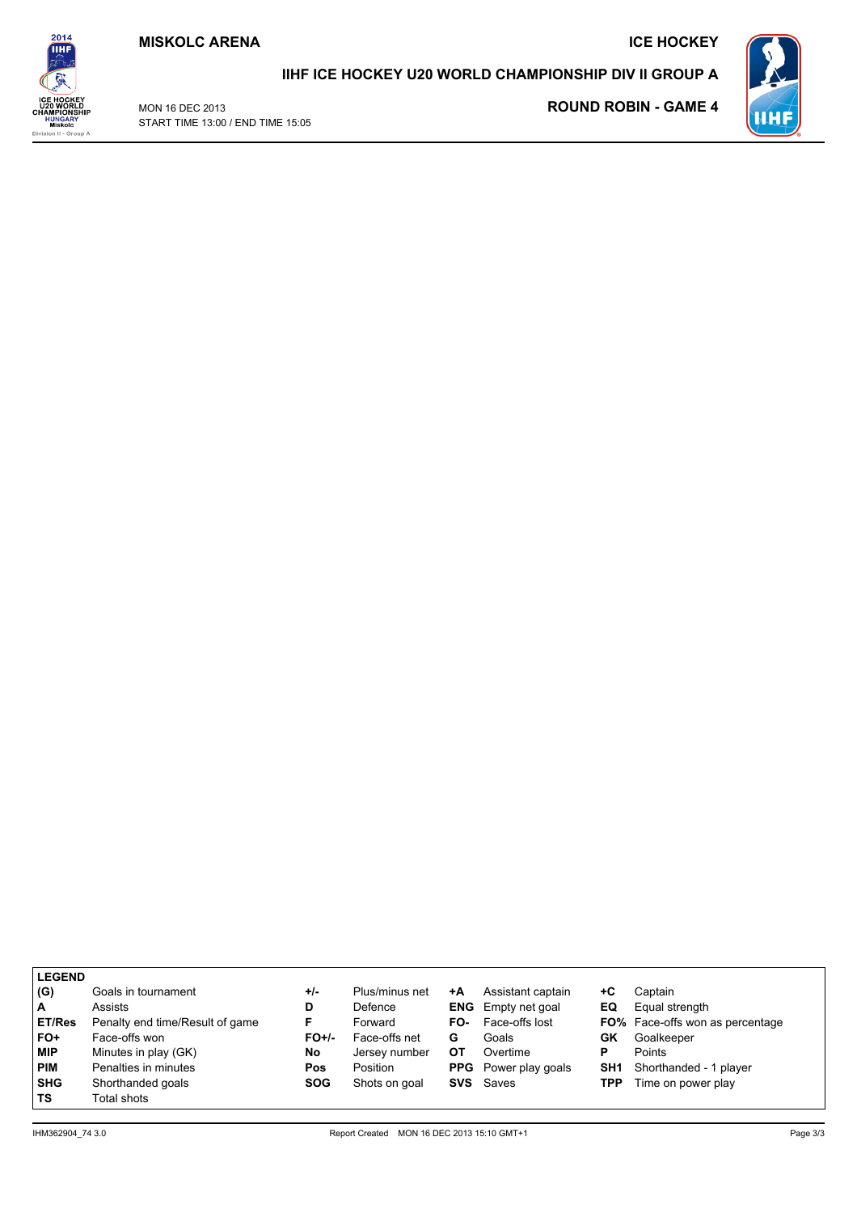MISKOLC ARENA

ICE HOCKEY

# IIHF ICE HOCKEY U20 WORLD CHAMPIONSHIP DIV II GROUP A

MON 16 DEC 2013
START TIME 13:00 / END TIME 15:05

## ROUND ROBIN - GAME 4

| LEGEND | | | | | | | |
|---|---|---|---|---|---|---|---|
| **(G)** | Goals in tournament | **+/-** | Plus/minus net | **+A** | Assistant captain | **+C** | Captain |
| **A** | Assists | **D** | Defence | **ENG** | Empty net goal | **EQ** | Equal strength |
| **ET/Res** | Penalty end time/Result of game | **F** | Forward | **FO-** | Face-offs lost | **FO%** | Face-offs won as percentage |
| **FO+** | Face-offs won | **FO+/-** | Face-offs net | **G** | Goals | **GK** | Goalkeeper |
| **MIP** | Minutes in play (GK) | **No** | Jersey number | **OT** | Overtime | **P** | Points |
| **PIM** | Penalties in minutes | **Pos** | Position | **PPG** | Power play goals | **SH1** | Shorthanded - 1 player |
| **SHG** | Shorthanded goals | **SOG** | Shots on goal | **SVS** | Saves | **TPP** | Time on power play |
| **TS** | Total shots | | | | | | |

IHM362904_74 3.0 Report Created MON 16 DEC 2013 15:10 GMT+1